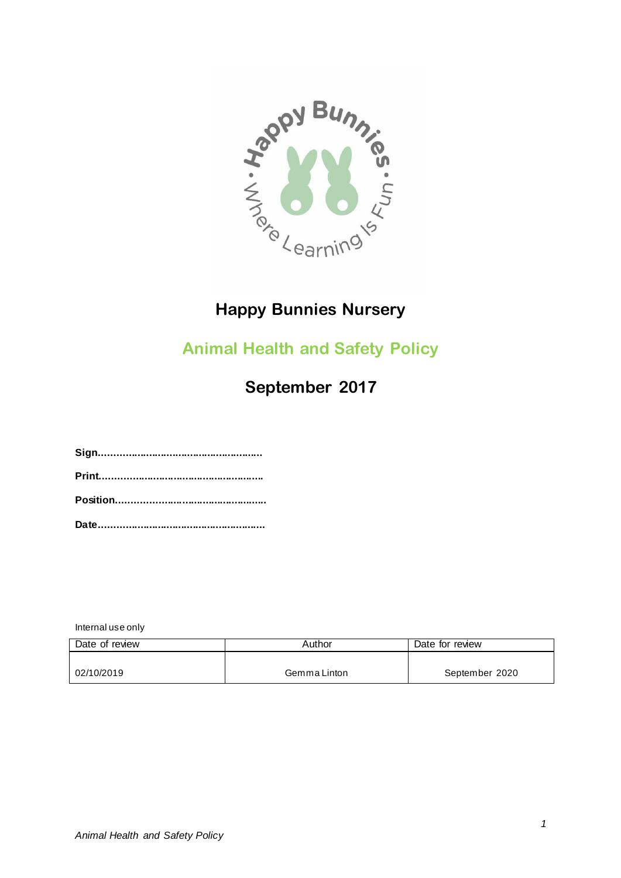# Happy Bunnies Nursery

## Animal Health and Safety Policy

## September 2017

**Sign………………………………………………**

**Print………………………………………………**

**Position……………………………………………**

**Date…………………………………………………**

Internal use only

| Date of review | Author | Date for review |
|---|---|---|
| 02/10/2019 | Gemma Linton | September 2020 |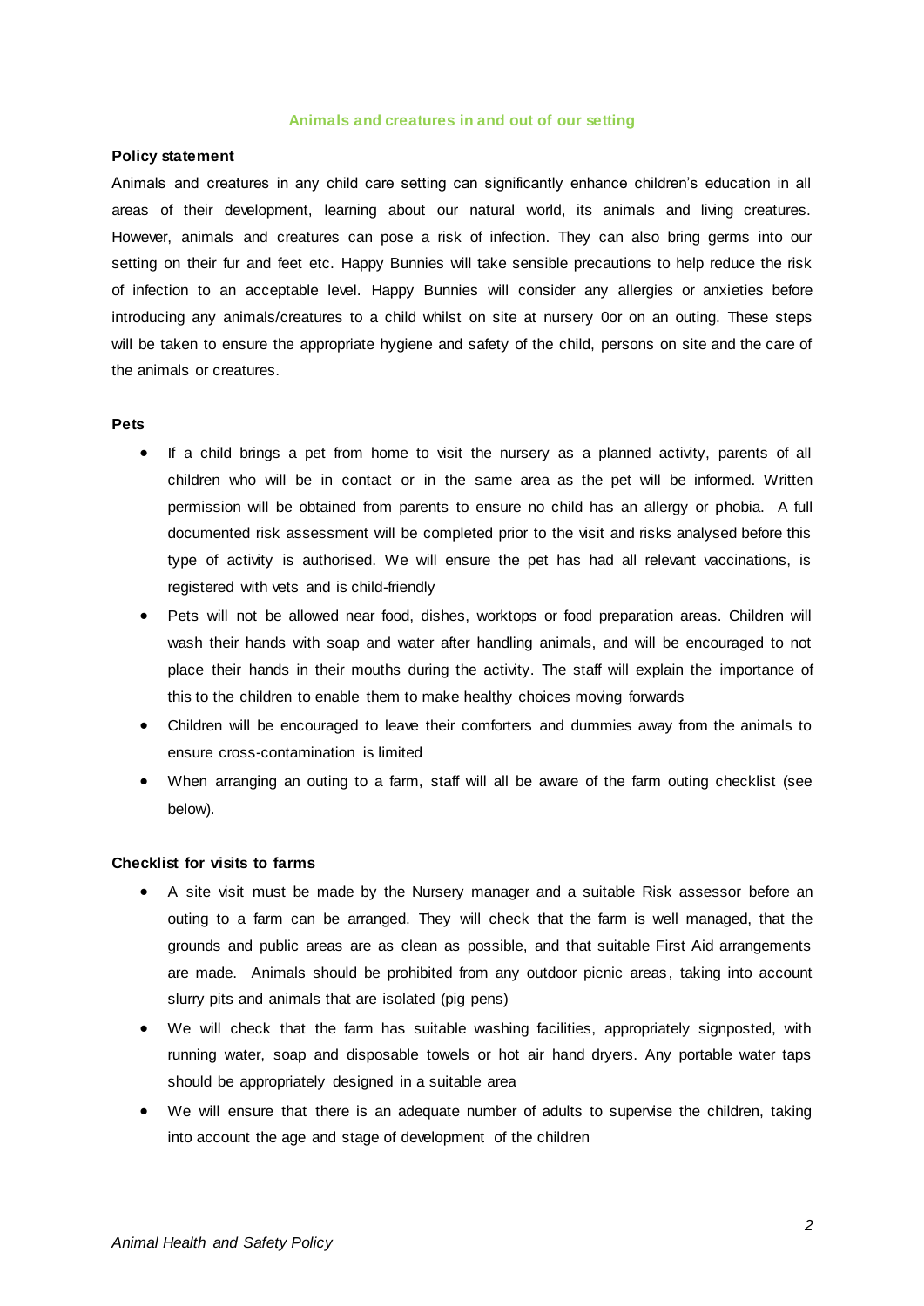## Animals and creatures in and out of our setting

**Policy statement**

Animals and creatures in any child care setting can significantly enhance children's education in all areas of their development, learning about our natural world, its animals and living creatures. However, animals and creatures can pose a risk of infection. They can also bring germs into our setting on their fur and feet etc. Happy Bunnies will take sensible precautions to help reduce the risk of infection to an acceptable level. Happy Bunnies will consider any allergies or anxieties before introducing any animals/creatures to a child whilst on site at nursery 0or on an outing. These steps will be taken to ensure the appropriate hygiene and safety of the child, persons on site and the care of the animals or creatures.

**Pets**

- If a child brings a pet from home to visit the nursery as a planned activity, parents of all children who will be in contact or in the same area as the pet will be informed. Written permission will be obtained from parents to ensure no child has an allergy or phobia. A full documented risk assessment will be completed prior to the visit and risks analysed before this type of activity is authorised. We will ensure the pet has had all relevant vaccinations, is registered with vets and is child-friendly
- Pets will not be allowed near food, dishes, worktops or food preparation areas. Children will wash their hands with soap and water after handling animals, and will be encouraged to not place their hands in their mouths during the activity. The staff will explain the importance of this to the children to enable them to make healthy choices moving forwards
- Children will be encouraged to leave their comforters and dummies away from the animals to ensure cross-contamination is limited
- When arranging an outing to a farm, staff will all be aware of the farm outing checklist (see below).

**Checklist for visits to farms**

- A site visit must be made by the Nursery manager and a suitable Risk assessor before an outing to a farm can be arranged. They will check that the farm is well managed, that the grounds and public areas are as clean as possible, and that suitable First Aid arrangements are made. Animals should be prohibited from any outdoor picnic areas, taking into account slurry pits and animals that are isolated (pig pens)
- We will check that the farm has suitable washing facilities, appropriately signposted, with running water, soap and disposable towels or hot air hand dryers. Any portable water taps should be appropriately designed in a suitable area
- We will ensure that there is an adequate number of adults to supervise the children, taking into account the age and stage of development of the children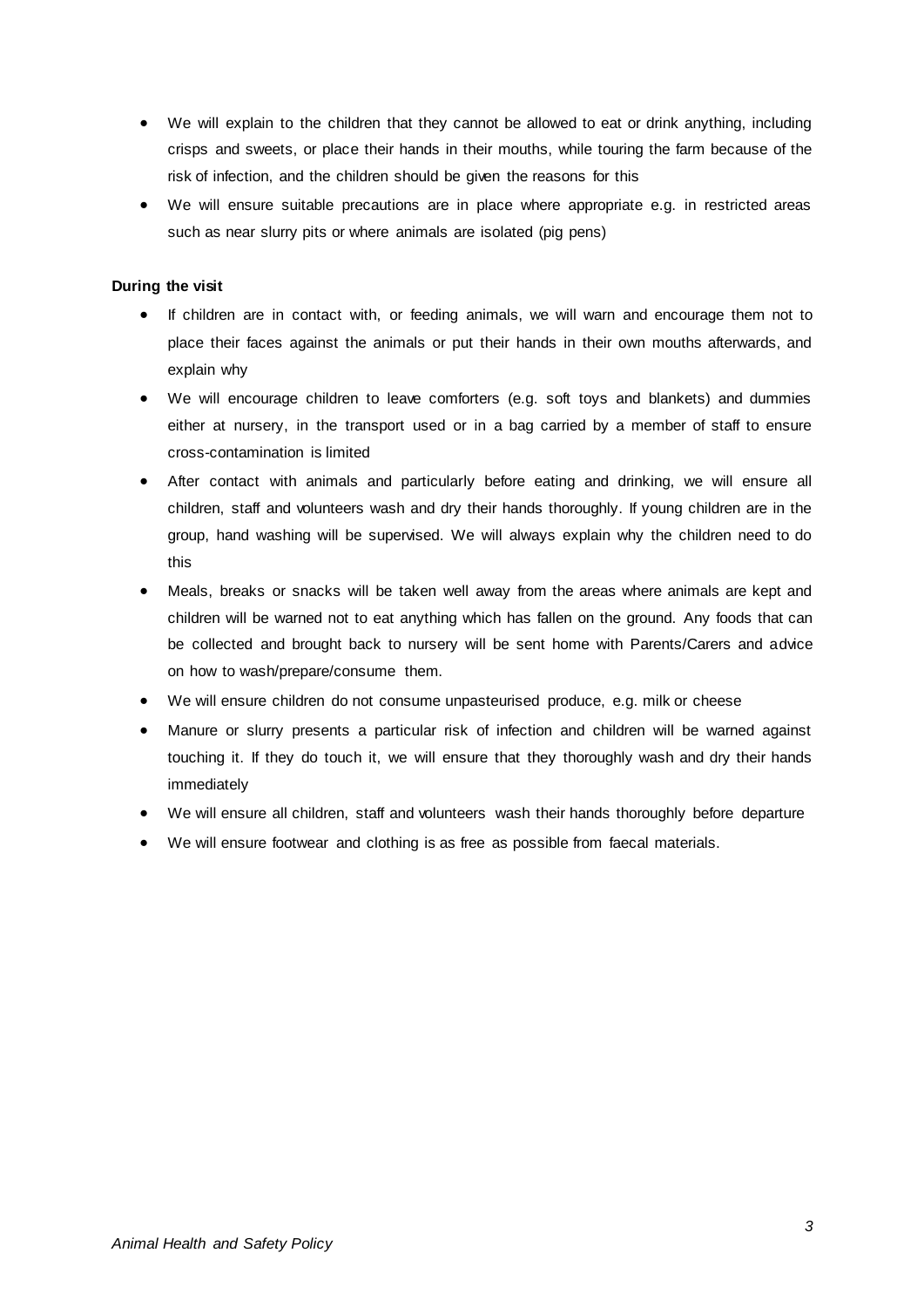- We will explain to the children that they cannot be allowed to eat or drink anything, including crisps and sweets, or place their hands in their mouths, while touring the farm because of the risk of infection, and the children should be given the reasons for this
- We will ensure suitable precautions are in place where appropriate e.g. in restricted areas such as near slurry pits or where animals are isolated (pig pens)

**During the visit**

- If children are in contact with, or feeding animals, we will warn and encourage them not to place their faces against the animals or put their hands in their own mouths afterwards, and explain why
- We will encourage children to leave comforters (e.g. soft toys and blankets) and dummies either at nursery, in the transport used or in a bag carried by a member of staff to ensure cross-contamination is limited
- After contact with animals and particularly before eating and drinking, we will ensure all children, staff and volunteers wash and dry their hands thoroughly. If young children are in the group, hand washing will be supervised. We will always explain why the children need to do this
- Meals, breaks or snacks will be taken well away from the areas where animals are kept and children will be warned not to eat anything which has fallen on the ground. Any foods that can be collected and brought back to nursery will be sent home with Parents/Carers and advice on how to wash/prepare/consume them.
- We will ensure children do not consume unpasteurised produce, e.g. milk or cheese
- Manure or slurry presents a particular risk of infection and children will be warned against touching it. If they do touch it, we will ensure that they thoroughly wash and dry their hands immediately
- We will ensure all children, staff and volunteers wash their hands thoroughly before departure
- We will ensure footwear and clothing is as free as possible from faecal materials.